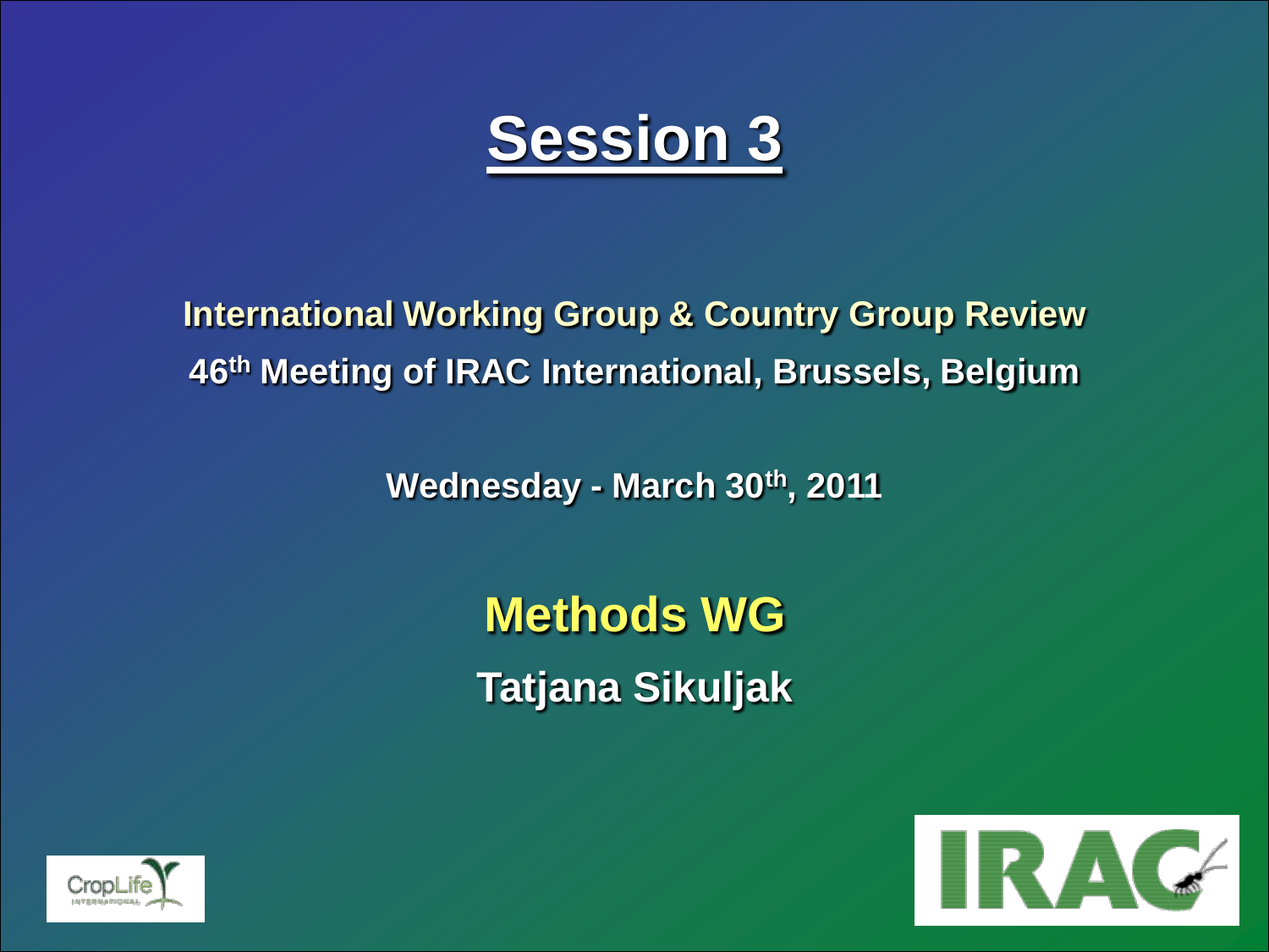# Session 3

**International Working Group & Country Group Review**

**46th Meeting of IRAC International, Brussels, Belgium**

**Wednesday - March 30th, 2011**

## Methods WG

**Tatjana Sikuljak**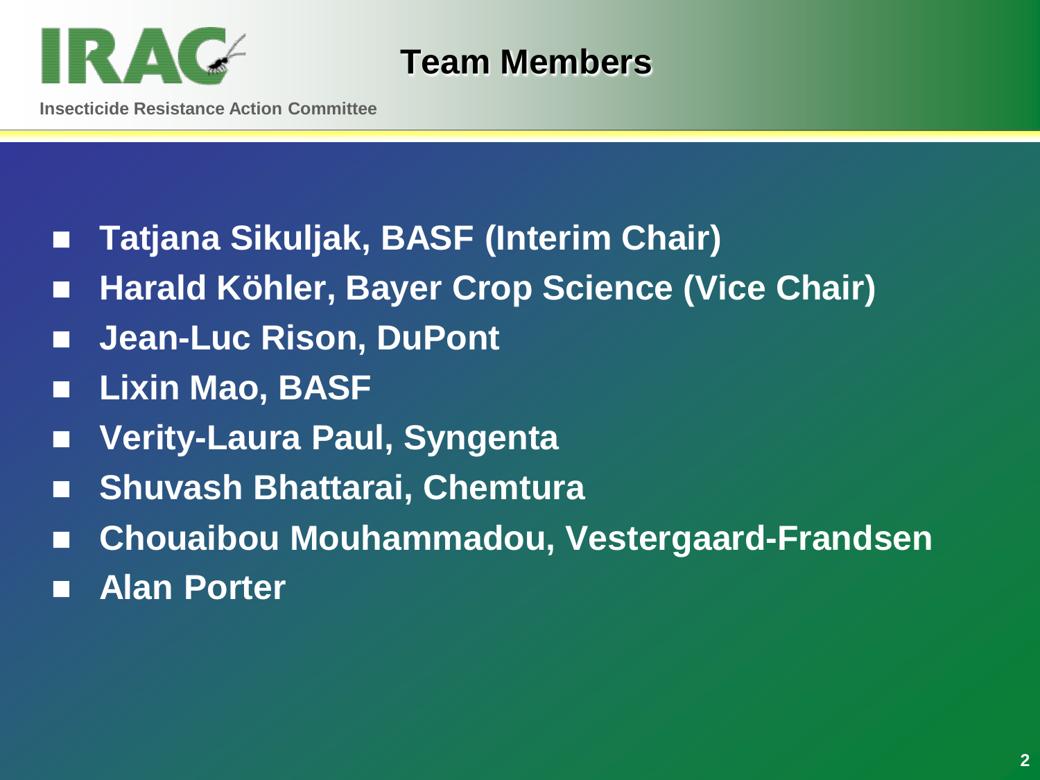# Team Members

- Tatjana Sikuljak, BASF (Interim Chair)
- Harald Köhler, Bayer Crop Science (Vice Chair)
- Jean-Luc Rison, DuPont
- Lixin Mao, BASF
- Verity-Laura Paul, Syngenta
- Shuvash Bhattarai, Chemtura
- Chouaibou Mouhammadou, Vestergaard-Frandsen
- Alan Porter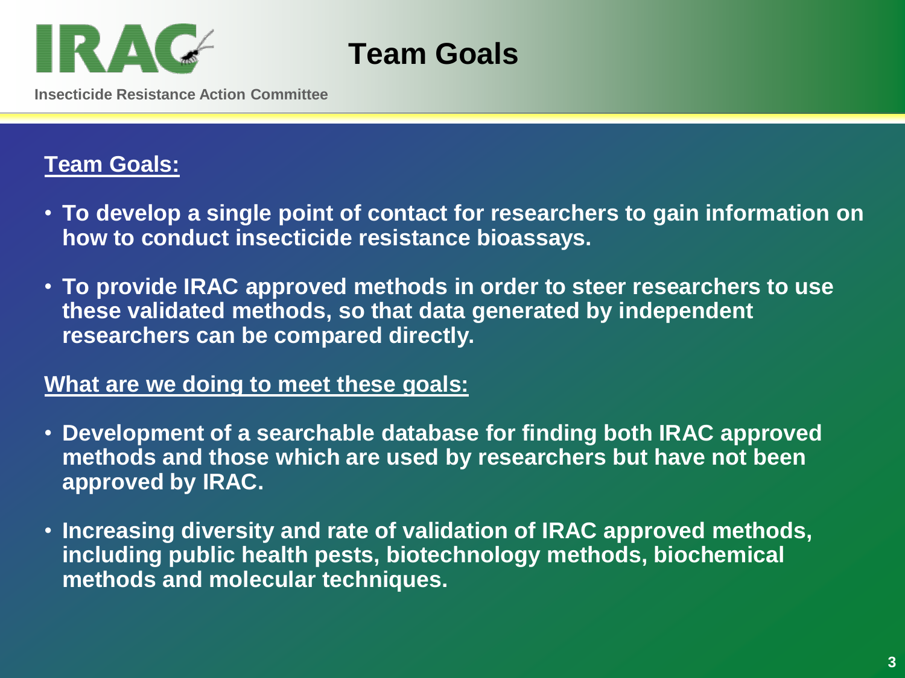# Team Goals

## Team Goals:

- To develop a single point of contact for researchers to gain information on how to conduct insecticide resistance bioassays.
- To provide IRAC approved methods in order to steer researchers to use these validated methods, so that data generated by independent researchers can be compared directly.

## What are we doing to meet these goals:

- Development of a searchable database for finding both IRAC approved methods and those which are used by researchers but have not been approved by IRAC.
- Increasing diversity and rate of validation of IRAC approved methods, including public health pests, biotechnology methods, biochemical methods and molecular techniques.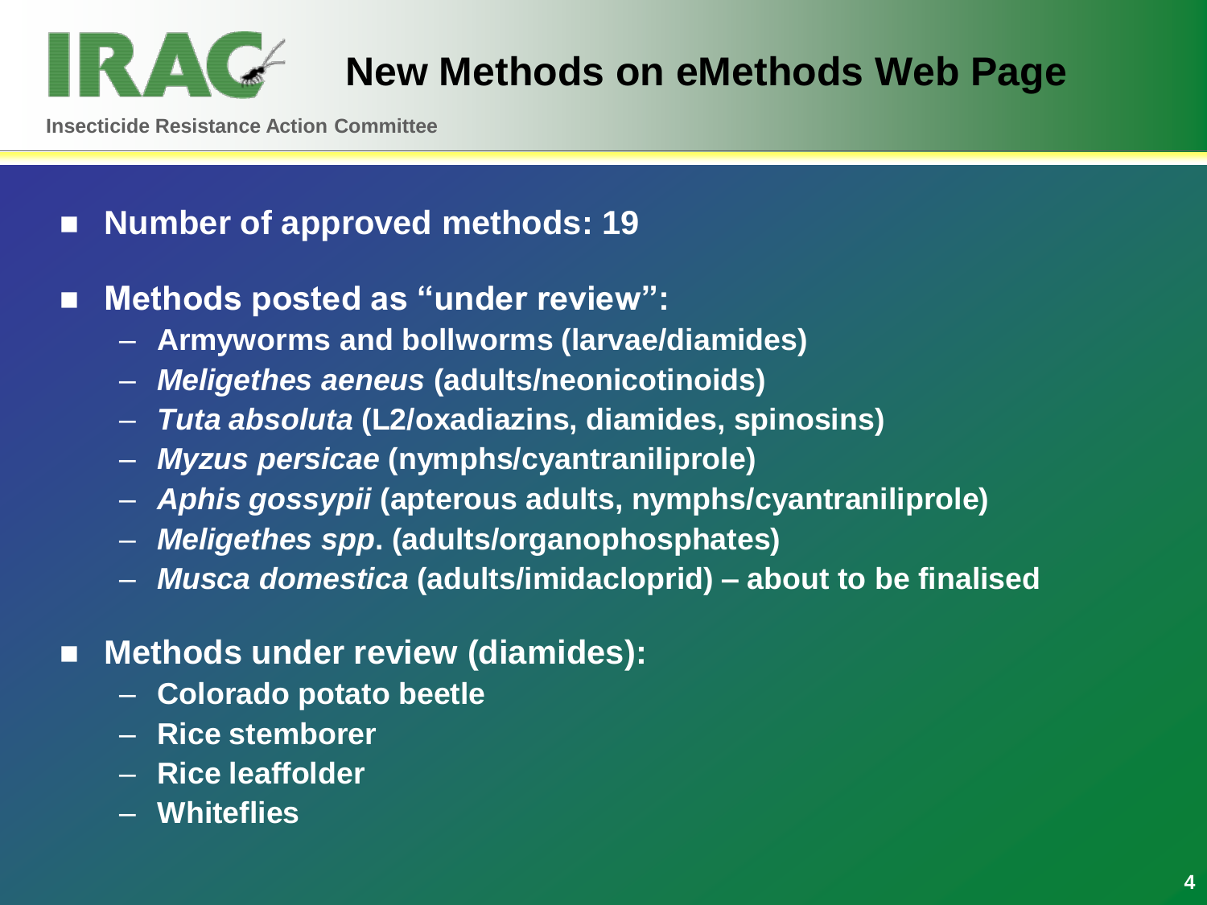# New Methods on eMethods Web Page

IRAC — Insecticide Resistance Action Committee

- **Number of approved methods: 19**
- **Methods posted as "under review":**
  - **Armyworms and bollworms (larvae/diamides)**
  - ***Meligethes aeneus* (adults/neonicotinoids)**
  - ***Tuta absoluta* (L2/oxadiazins, diamides, spinosins)**
  - ***Myzus persicae* (nymphs/cyantraniliprole)**
  - ***Aphis gossypii* (apterous adults, nymphs/cyantraniliprole)**
  - ***Meligethes spp*. (adults/organophosphates)**
  - ***Musca domestica* (adults/imidacloprid) – about to be finalised**
- **Methods under review (diamides):**
  - **Colorado potato beetle**
  - **Rice stemborer**
  - **Rice leaffolder**
  - **Whiteflies**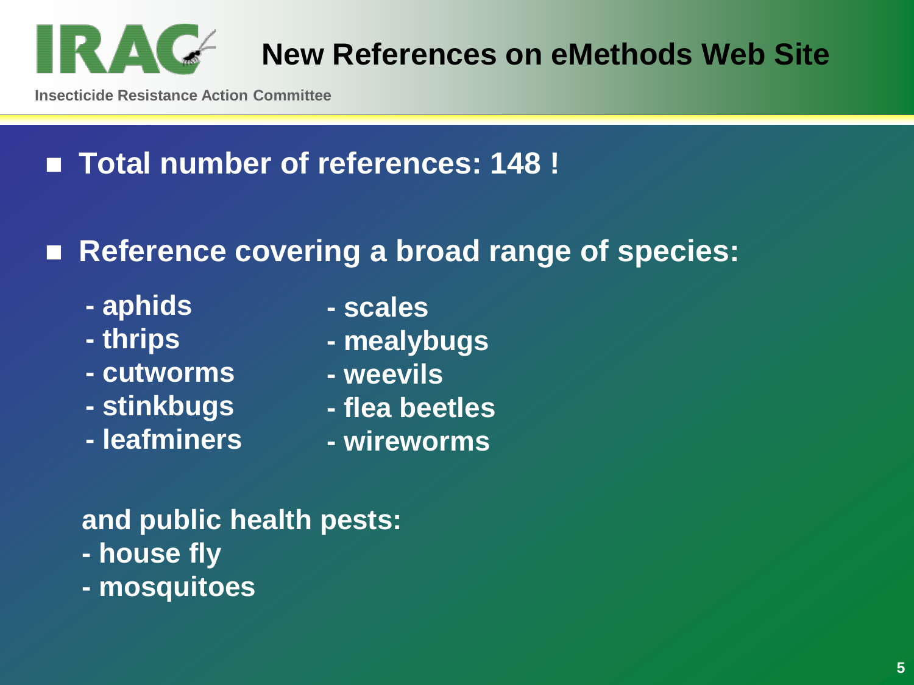# New References on eMethods Web Site

Insecticide Resistance Action Committee

- **Total number of references: 148 !**

- **Reference covering a broad range of species:**

  - aphids
  - thrips
  - cutworms
  - stinkbugs
  - leafminers
  - scales
  - mealybugs
  - weevils
  - flea beetles
  - wireworms

  **and public health pests:**

  - house fly
  - mosquitoes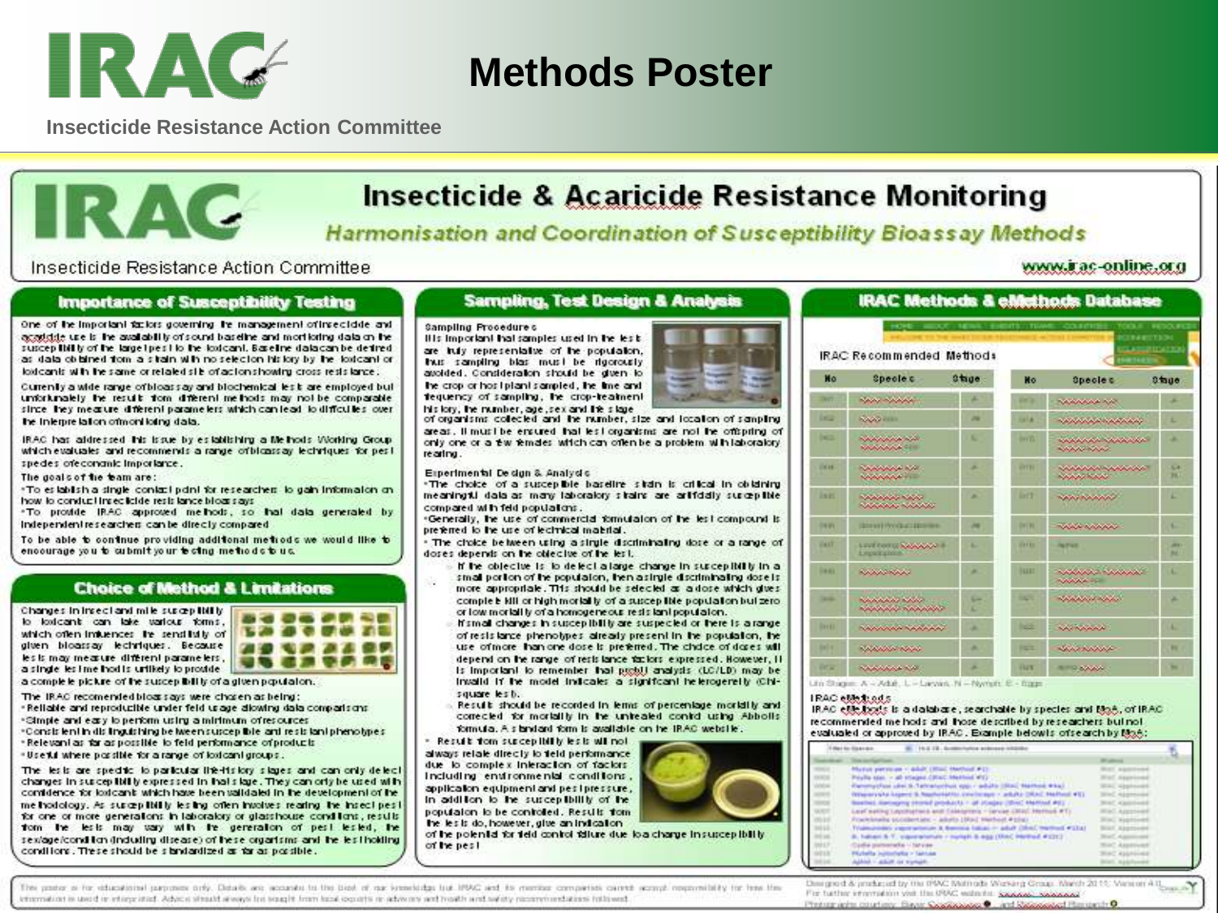# Methods Poster

Insecticide Resistance Action Committee

# Insecticide & Acaricide Resistance Monitoring

*Harmonisation and Coordination of Susceptibility Bioassay Methods*

Insecticide Resistance Action Committee

www.irac-online.org

## Importance of Susceptibility Testing

One of the important factors governing the management of insecticide and acaricide use is the availability of sound baseline and monitoring data on the susceptibility of the target pest to the toxicant. Baseline data can be derived as data obtained from a strain with no selection history by the toxicant or toxicants with the same or related site of action showing cross resistance.

Currently a wide range of bioassay and biochemical tests are employed but unfortunately the results from different methods may not be comparable since they measure different parameters which can lead to difficulties over the interpretation of monitoring data.

IRAC has addressed this issue by establishing a Methods Working Group which evaluates and recommends a range of bioassay techniques for pest species of economic importance.

The goals of the team are:

- To establish a single contact point for researchers to gain information on how to conduct insecticide resistance assays
- To provide IRAC approved methods, so that data generated by independent researchers can be directly compared

To be able to continue providing additional methods we would like to encourage you to submit your testing methods to us.

## Choice of Method & Limitations

Changes in insect and mite susceptibility to toxicants can take various forms, which often influences the sensitivity of given bioassay techniques. Because tests may measure different parameters, a single test method is unlikely to provide a complete picture of the susceptibility of a given population.

The IRAC recommended bioassays were chosen as being:

- Reliable and reproducible under field usage allowing data comparisons
- Simple and easy to perform using a minimum of resources
- Consistent in distinguishing between susceptible and resistant phenotypes
- Relevant as far as possible to field performance of products
- Useful where possible for a range of toxicant groups.

The tests are specific to particular life-history stages and can only detect changes in susceptibility expressed in that stage. They can only be used with confidence for toxicants which have been validated in the development of the methodology. As susceptibility testing often involves rearing the insect pest for one or more generations in laboratory or glasshouse conditions, results from the tests may vary with the generation of pest tested, the sex/age/condition (including disease) of the organisms and the test holding conditions. These should be standardized as far as possible.

## Sampling, Test Design & Analysis

**Sampling Procedures**

It is important that samples used in the tests are truly representative of the population, thus sampling bias must be rigorously avoided. Consideration should be given to the crop or host plant sampled, the time and frequency of sampling, the crop-treatment history, the number, age, sex and life stage of organisms collected and the number, size and location of sampling areas. It must be ensured that test organisms are not the offspring of only one or a few females which can often be a problem with laboratory rearing.

**Experimental Design & Analysis**

- The choice of a susceptible baseline strain is critical in obtaining meaningful data as many laboratory strains are artificially susceptible compared with field populations.
- Generally, the use of commercial formulation of the test compound is preferred to the use of technical material.
- The choice between using a single discriminating dose or a range of doses depends on the objective of the test.
  - If the objective is to detect a large change in susceptibility in a small portion of the population, then a single discriminating dose is more appropriate. This should be selected as a dose which gives complete kill or high mortality of a susceptible population but zero or low mortality of a homogeneous resistant population.
  - If small changes in susceptibility are suspected or there is a range of resistance phenotypes already present in the population, the use of more than one dose is preferred. The choice of doses will depend on the range of resistance factors expressed. However, it is important to remember that probit analysis (LC/LD) may be invalid if the model indicates a significant heterogeneity (Chi-square test).
  - Results should be recorded in terms of percentage mortality and corrected for mortality in the untreated control using Abbotts formula. A standard form is available on the IRAC website.
- Results from susceptibility tests will not always relate directly to field performance due to complex interaction of factors including environmental conditions, application equipment and pest pressure. In addition to the susceptibility of the population to be controlled. Results from the tests do, however, give an indication of the potential for field control failure due to a change in susceptibility of the pest

## IRAC Methods & eMethods Database

IRAC Recommended Methods

Life Stages: A – Adult, L – Larvae, N – Nymph, E – Eggs

**IRAC eMethods**

IRAC eMethods is a database, searchable by species and MoA, of IRAC recommended methods and those described by researchers but not evaluated or approved by IRAC. Example below is of search by MoA:

This poster is for educational purposes only. Details are accurate to the best of our knowledge but IRAC and its member companies cannot accept responsibility for how this information is used or interpreted. Advice should always be sought from local experts or advisors and health and safety recommendations followed.

Designed & produced by the IRAC Methods Working Group, March 2011, Version 4.0. For further information visit the IRAC website.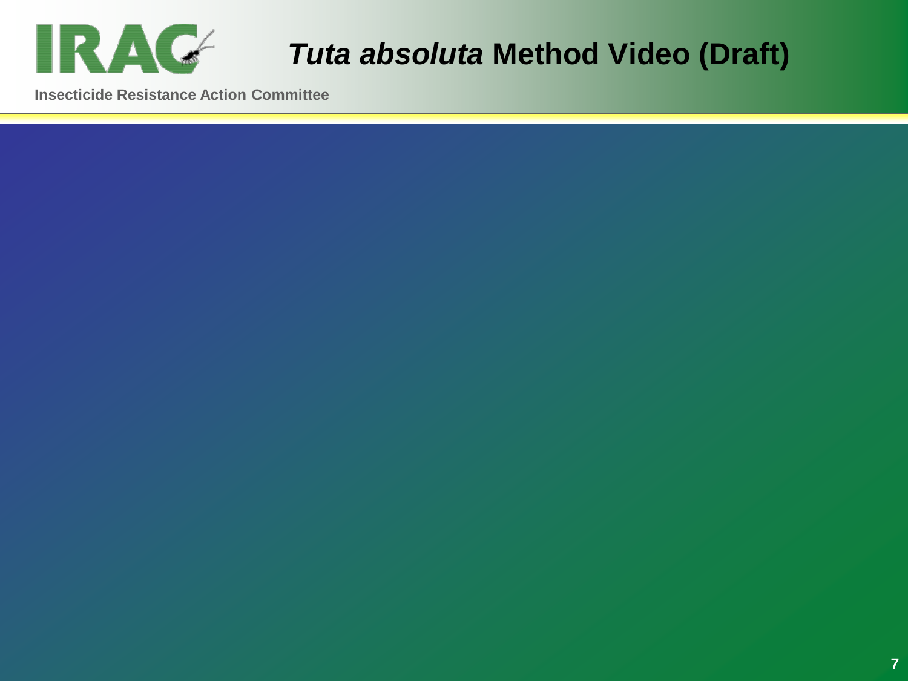# *Tuta absoluta* Method Video (Draft)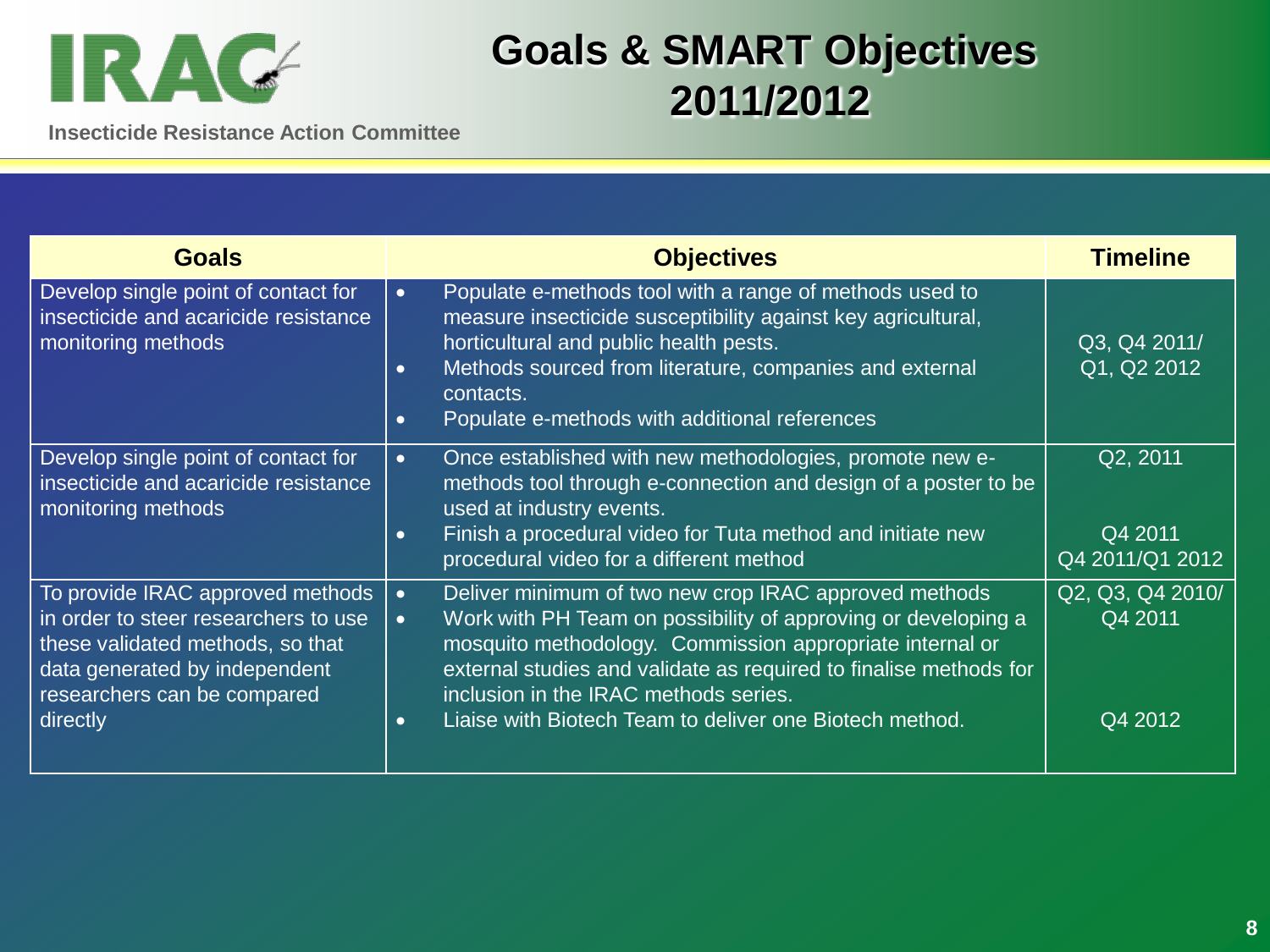IRAC

Insecticide Resistance Action Committee

# Goals & SMART Objectives 2011/2012

| Goals | Objectives | Timeline |
|---|---|---|
| Develop single point of contact for insecticide and acaricide resistance monitoring methods | • Populate e-methods tool with a range of methods used to measure insecticide susceptibility against key agricultural, horticultural and public health pests.<br>• Methods sourced from literature, companies and external contacts.<br>• Populate e-methods with additional references | Q3, Q4 2011/ Q1, Q2 2012 |
| Develop single point of contact for insecticide and acaricide resistance monitoring methods | • Once established with new methodologies, promote new e-methods tool through e-connection and design of a poster to be used at industry events.<br>• Finish a procedural video for Tuta method and initiate new procedural video for a different method | Q2, 2011<br><br>Q4 2011<br>Q4 2011/Q1 2012 |
| To provide IRAC approved methods in order to steer researchers to use these validated methods, so that data generated by independent researchers can be compared directly | • Deliver minimum of two new crop IRAC approved methods<br>• Work with PH Team on possibility of approving or developing a mosquito methodology. Commission appropriate internal or external studies and validate as required to finalise methods for inclusion in the IRAC methods series.<br>• Liaise with Biotech Team to deliver one Biotech method. | Q2, Q3, Q4 2010/ Q4 2011<br><br>Q4 2012 |